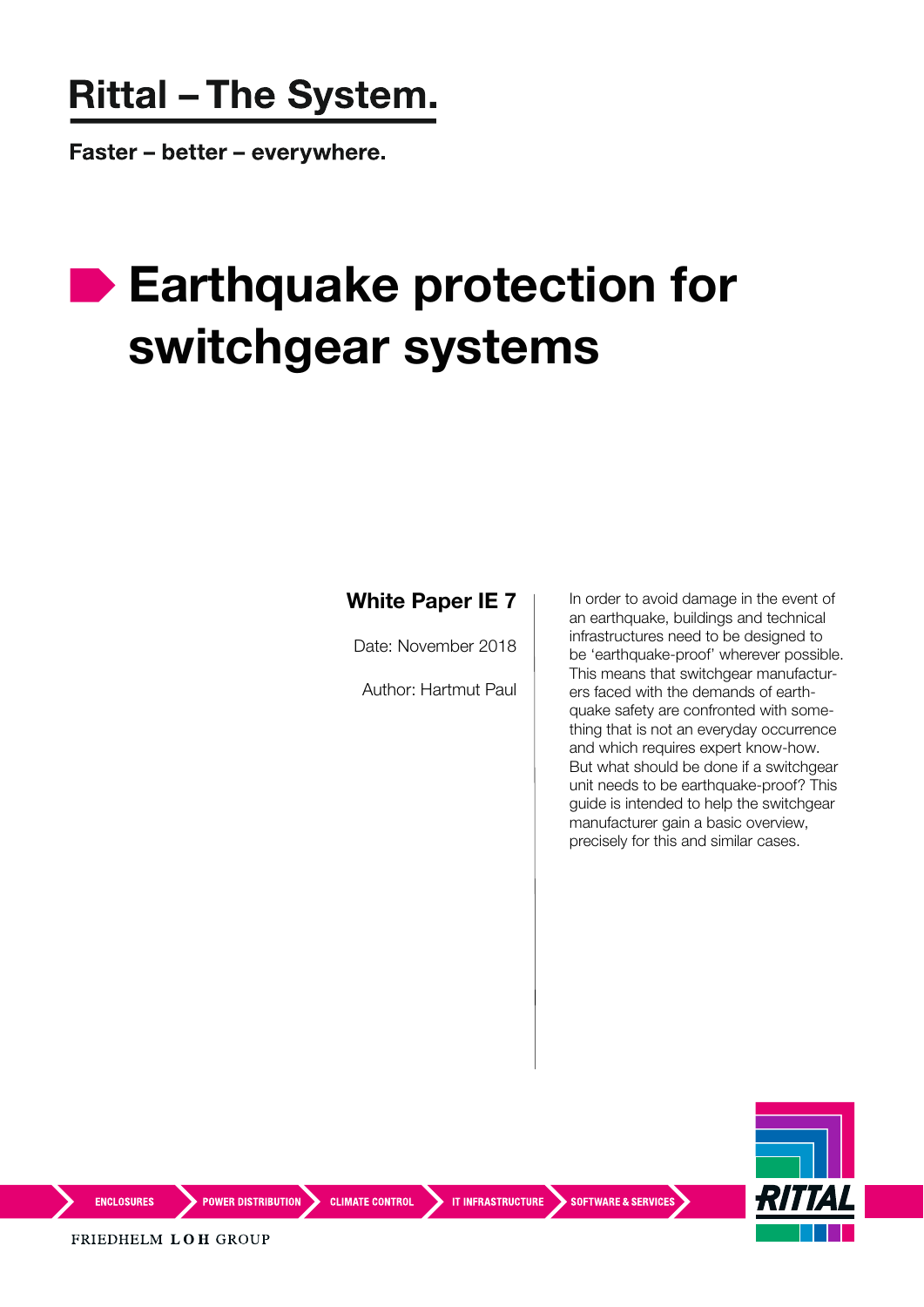# Rittal – The System.

**Faster – better – everywhere.**

# Earthquake protection for switchgear systems

**White Paper IE 7**

Date: November 2018

Author: Hartmut Paul

In order to avoid damage in the event of an earthquake, buildings and technical infrastructures need to be designed to be 'earthquake-proof' wherever possible. This means that switchgear manufacturers faced with the demands of earthquake safety are confronted with something that is not an everyday occurrence and which requires expert know-how. But what should be done if a switchgear unit needs to be earthquake-proof? This guide is intended to help the switchgear manufacturer gain a basic overview, precisely for this and similar cases.

ENCLOSURES | POWER DISTRIBUTION | CLIMATE CONTROL | IT INFRASTRUCTURE | SOFTWARE & SERVICES

RITTAL

FRIEDHELM LOH GROUP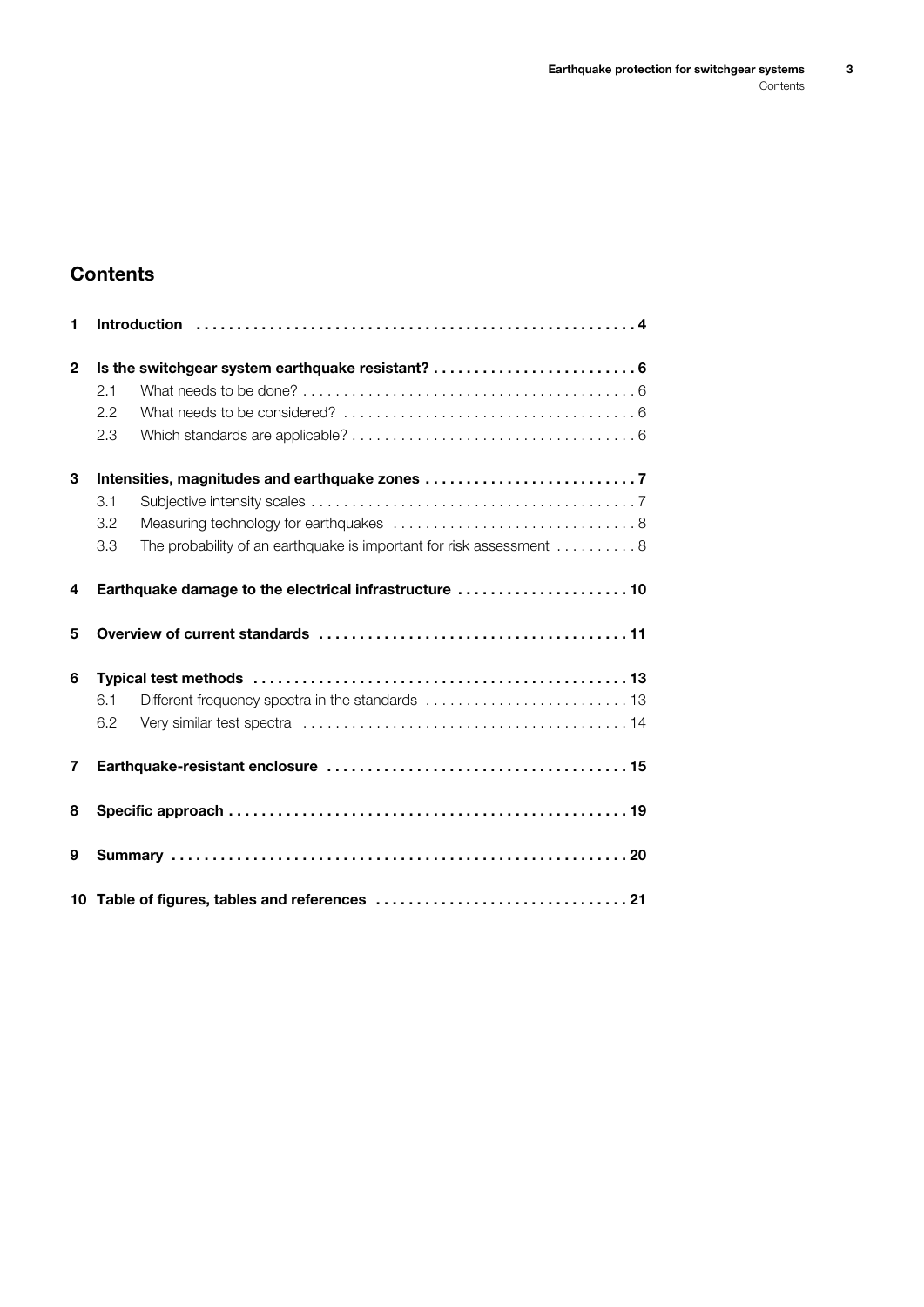# Contents

| | | |
|---|---|---|
| **1** | **Introduction** | **4** |
| **2** | **Is the switchgear system earthquake resistant?** | **6** |
| 2.1 | What needs to be done? | 6 |
| 2.2 | What needs to be considered? | 6 |
| 2.3 | Which standards are applicable? | 6 |
| **3** | **Intensities, magnitudes and earthquake zones** | **7** |
| 3.1 | Subjective intensity scales | 7 |
| 3.2 | Measuring technology for earthquakes | 8 |
| 3.3 | The probability of an earthquake is important for risk assessment | 8 |
| **4** | **Earthquake damage to the electrical infrastructure** | **10** |
| **5** | **Overview of current standards** | **11** |
| **6** | **Typical test methods** | **13** |
| 6.1 | Different frequency spectra in the standards | 13 |
| 6.2 | Very similar test spectra | 14 |
| **7** | **Earthquake-resistant enclosure** | **15** |
| **8** | **Specific approach** | **19** |
| **9** | **Summary** | **20** |
| **10** | **Table of figures, tables and references** | **21** |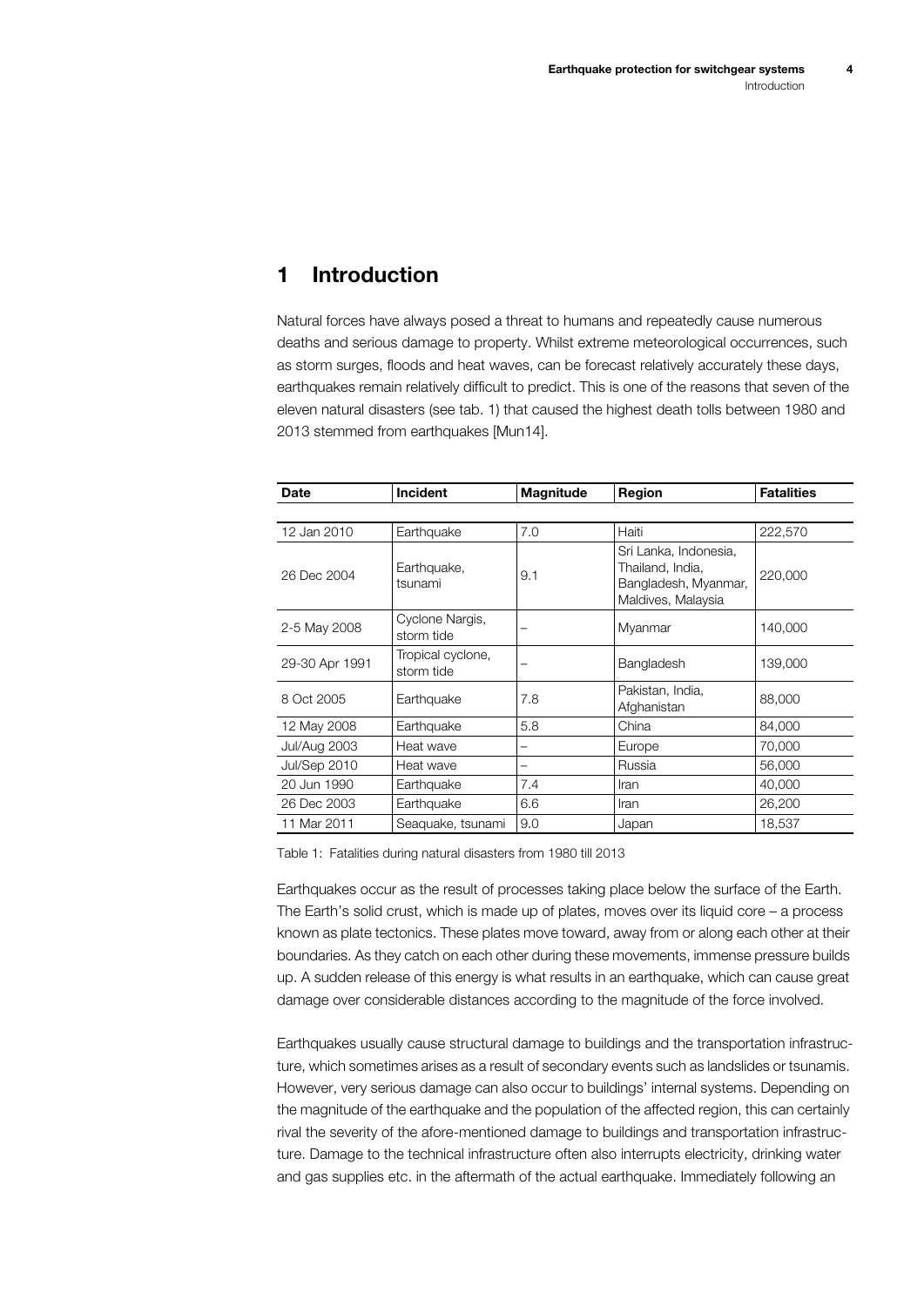# 1 Introduction

Natural forces have always posed a threat to humans and repeatedly cause numerous deaths and serious damage to property. Whilst extreme meteorological occurrences, such as storm surges, floods and heat waves, can be forecast relatively accurately these days, earthquakes remain relatively difficult to predict. This is one of the reasons that seven of the eleven natural disasters (see tab. 1) that caused the highest death tolls between 1980 and 2013 stemmed from earthquakes [Mun14].

| Date | Incident | Magnitude | Region | Fatalities |
|---|---|---|---|---|
| 12 Jan 2010 | Earthquake | 7.0 | Haiti | 222,570 |
| 26 Dec 2004 | Earthquake, tsunami | 9.1 | Sri Lanka, Indonesia, Thailand, India, Bangladesh, Myanmar, Maldives, Malaysia | 220,000 |
| 2-5 May 2008 | Cyclone Nargis, storm tide | – | Myanmar | 140,000 |
| 29-30 Apr 1991 | Tropical cyclone, storm tide | – | Bangladesh | 139,000 |
| 8 Oct 2005 | Earthquake | 7.8 | Pakistan, India, Afghanistan | 88,000 |
| 12 May 2008 | Earthquake | 5.8 | China | 84,000 |
| Jul/Aug 2003 | Heat wave | – | Europe | 70,000 |
| Jul/Sep 2010 | Heat wave | – | Russia | 56,000 |
| 20 Jun 1990 | Earthquake | 7.4 | Iran | 40,000 |
| 26 Dec 2003 | Earthquake | 6.6 | Iran | 26,200 |
| 11 Mar 2011 | Seaquake, tsunami | 9.0 | Japan | 18,537 |

Table 1: Fatalities during natural disasters from 1980 till 2013

Earthquakes occur as the result of processes taking place below the surface of the Earth. The Earth's solid crust, which is made up of plates, moves over its liquid core – a process known as plate tectonics. These plates move toward, away from or along each other at their boundaries. As they catch on each other during these movements, immense pressure builds up. A sudden release of this energy is what results in an earthquake, which can cause great damage over considerable distances according to the magnitude of the force involved.

Earthquakes usually cause structural damage to buildings and the transportation infrastructure, which sometimes arises as a result of secondary events such as landslides or tsunamis. However, very serious damage can also occur to buildings' internal systems. Depending on the magnitude of the earthquake and the population of the affected region, this can certainly rival the severity of the afore-mentioned damage to buildings and transportation infrastructure. Damage to the technical infrastructure often also interrupts electricity, drinking water and gas supplies etc. in the aftermath of the actual earthquake. Immediately following an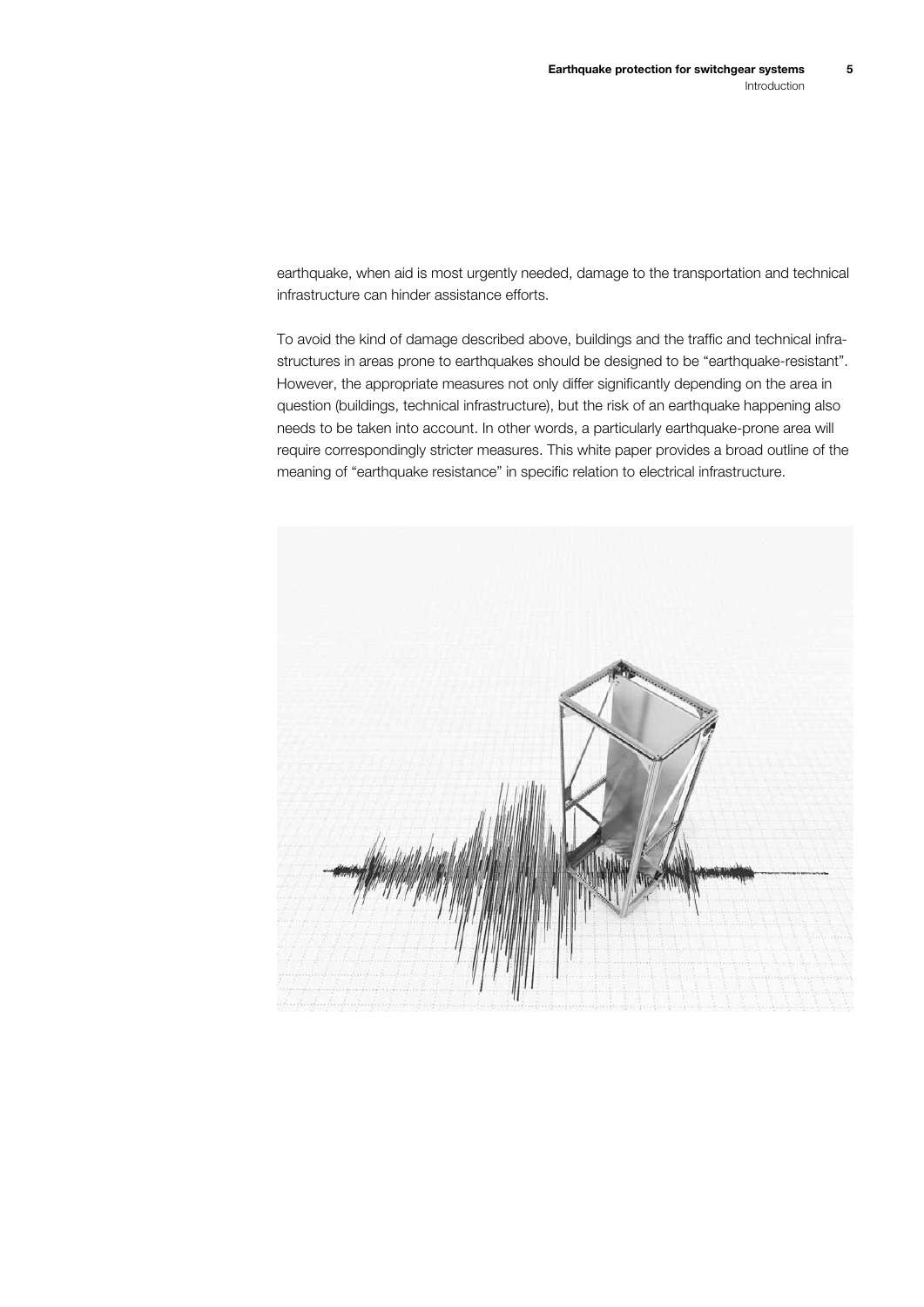earthquake, when aid is most urgently needed, damage to the transportation and technical infrastructure can hinder assistance efforts.

To avoid the kind of damage described above, buildings and the traffic and technical infrastructures in areas prone to earthquakes should be designed to be "earthquake-resistant". However, the appropriate measures not only differ significantly depending on the area in question (buildings, technical infrastructure), but the risk of an earthquake happening also needs to be taken into account. In other words, a particularly earthquake-prone area will require correspondingly stricter measures. This white paper provides a broad outline of the meaning of "earthquake resistance" in specific relation to electrical infrastructure.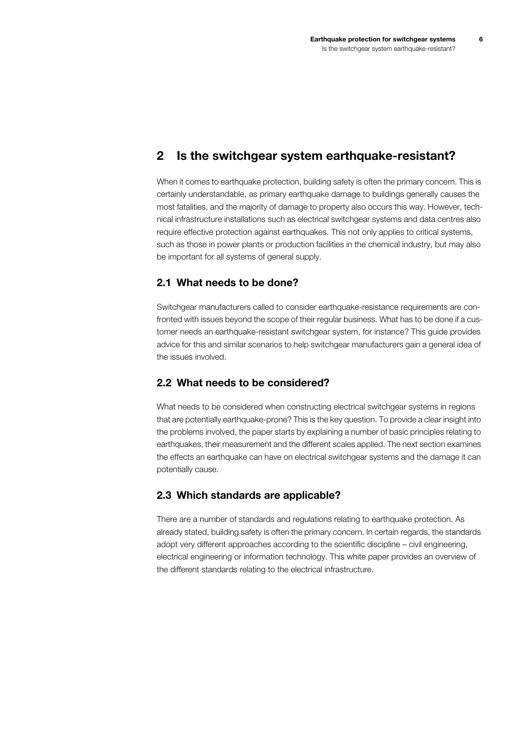## 2 Is the switchgear system earthquake-resistant?

When it comes to earthquake protection, building safety is often the primary concern. This is certainly understandable, as primary earthquake damage to buildings generally causes the most fatalities, and the majority of damage to property also occurs this way. However, technical infrastructure installations such as electrical switchgear systems and data centres also require effective protection against earthquakes. This not only applies to critical systems, such as those in power plants or production facilities in the chemical industry, but may also be important for all systems of general supply.

### 2.1 What needs to be done?

Switchgear manufacturers called to consider earthquake-resistance requirements are confronted with issues beyond the scope of their regular business. What has to be done if a customer needs an earthquake-resistant switchgear system, for instance? This guide provides advice for this and similar scenarios to help switchgear manufacturers gain a general idea of the issues involved.

### 2.2 What needs to be considered?

What needs to be considered when constructing electrical switchgear systems in regions that are potentially earthquake-prone? This is the key question. To provide a clear insight into the problems involved, the paper starts by explaining a number of basic principles relating to earthquakes, their measurement and the different scales applied. The next section examines the effects an earthquake can have on electrical switchgear systems and the damage it can potentially cause.

### 2.3 Which standards are applicable?

There are a number of standards and regulations relating to earthquake protection. As already stated, building safety is often the primary concern. In certain regards, the standards adopt very different approaches according to the scientific discipline – civil engineering, electrical engineering or information technology. This white paper provides an overview of the different standards relating to the electrical infrastructure.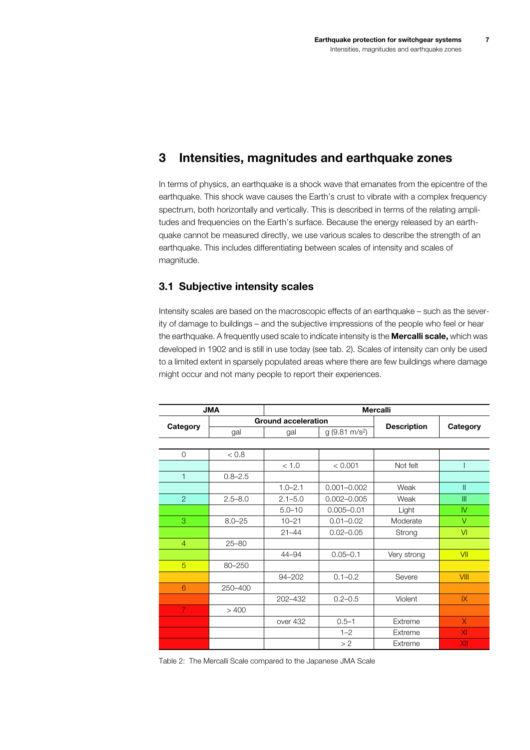# 3 Intensities, magnitudes and earthquake zones

In terms of physics, an earthquake is a shock wave that emanates from the epicentre of the earthquake. This shock wave causes the Earth's crust to vibrate with a complex frequency spectrum, both horizontally and vertically. This is described in terms of the relating amplitudes and frequencies on the Earth's surface. Because the energy released by an earthquake cannot be measured directly, we use various scales to describe the strength of an earthquake. This includes differentiating between scales of intensity and scales of magnitude.

## 3.1 Subjective intensity scales

Intensity scales are based on the macroscopic effects of an earthquake – such as the severity of damage to buildings – and the subjective impressions of the people who feel or hear the earthquake. A frequently used scale to indicate intensity is the **Mercalli scale,** which was developed in 1902 and is still in use today (see tab. 2). Scales of intensity can only be used to a limited extent in sparsely populated areas where there are few buildings where damage might occur and not many people to report their experiences.

| JMA | | Mercalli | | | |
|---|---|---|---|---|---|
| Category | Ground acceleration | | | Description | Category |
| | gal | gal | g (9.81 m/s$^2$) | | |
| 0 | < 0.8 | | | | |
| | | < 1.0 | < 0.001 | Not felt | I |
| 1 | 0.8–2.5 | | | | |
| | | 1.0–2.1 | 0.001–0.002 | Weak | II |
| 2 | 2.5–8.0 | 2.1–5.0 | 0.002–0.005 | Weak | III |
| | | 5.0–10 | 0.005–0.01 | Light | IV |
| 3 | 8.0–25 | 10–21 | 0.01–0.02 | Moderate | V |
| | | 21–44 | 0.02–0.05 | Strong | VI |
| 4 | 25–80 | | | | |
| | | 44–94 | 0.05–0.1 | Very strong | VII |
| 5 | 80–250 | | | | |
| | | 94–202 | 0.1–0.2 | Severe | VIII |
| 6 | 250–400 | | | | |
| | | 202–432 | 0.2–0.5 | Violent | IX |
| 7 | > 400 | | | | |
| | | over 432 | 0.5–1 | Extreme | X |
| | | | 1–2 | Extreme | XI |
| | | | > 2 | Extreme | XII |

Table 2: The Mercalli Scale compared to the Japanese JMA Scale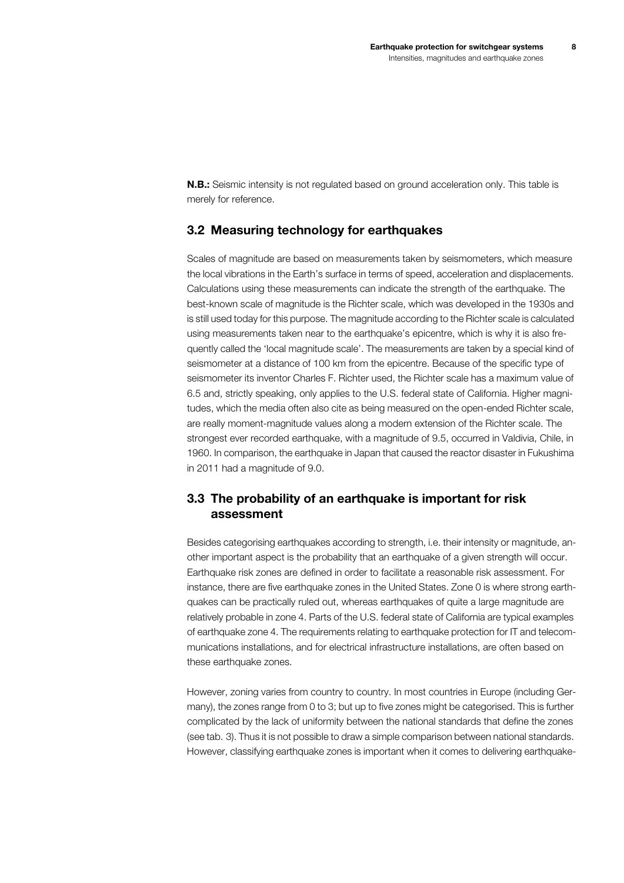**N.B.:** Seismic intensity is not regulated based on ground acceleration only. This table is merely for reference.

## 3.2 Measuring technology for earthquakes

Scales of magnitude are based on measurements taken by seismometers, which measure the local vibrations in the Earth's surface in terms of speed, acceleration and displacements. Calculations using these measurements can indicate the strength of the earthquake. The best-known scale of magnitude is the Richter scale, which was developed in the 1930s and is still used today for this purpose. The magnitude according to the Richter scale is calculated using measurements taken near to the earthquake's epicentre, which is why it is also frequently called the 'local magnitude scale'. The measurements are taken by a special kind of seismometer at a distance of 100 km from the epicentre. Because of the specific type of seismometer its inventor Charles F. Richter used, the Richter scale has a maximum value of 6.5 and, strictly speaking, only applies to the U.S. federal state of California. Higher magnitudes, which the media often also cite as being measured on the open-ended Richter scale, are really moment-magnitude values along a modern extension of the Richter scale. The strongest ever recorded earthquake, with a magnitude of 9.5, occurred in Valdivia, Chile, in 1960. In comparison, the earthquake in Japan that caused the reactor disaster in Fukushima in 2011 had a magnitude of 9.0.

## 3.3 The probability of an earthquake is important for risk assessment

Besides categorising earthquakes according to strength, i.e. their intensity or magnitude, another important aspect is the probability that an earthquake of a given strength will occur. Earthquake risk zones are defined in order to facilitate a reasonable risk assessment. For instance, there are five earthquake zones in the United States. Zone 0 is where strong earthquakes can be practically ruled out, whereas earthquakes of quite a large magnitude are relatively probable in zone 4. Parts of the U.S. federal state of California are typical examples of earthquake zone 4. The requirements relating to earthquake protection for IT and telecommunications installations, and for electrical infrastructure installations, are often based on these earthquake zones.

However, zoning varies from country to country. In most countries in Europe (including Germany), the zones range from 0 to 3; but up to five zones might be categorised. This is further complicated by the lack of uniformity between the national standards that define the zones (see tab. 3). Thus it is not possible to draw a simple comparison between national standards. However, classifying earthquake zones is important when it comes to delivering earthquake-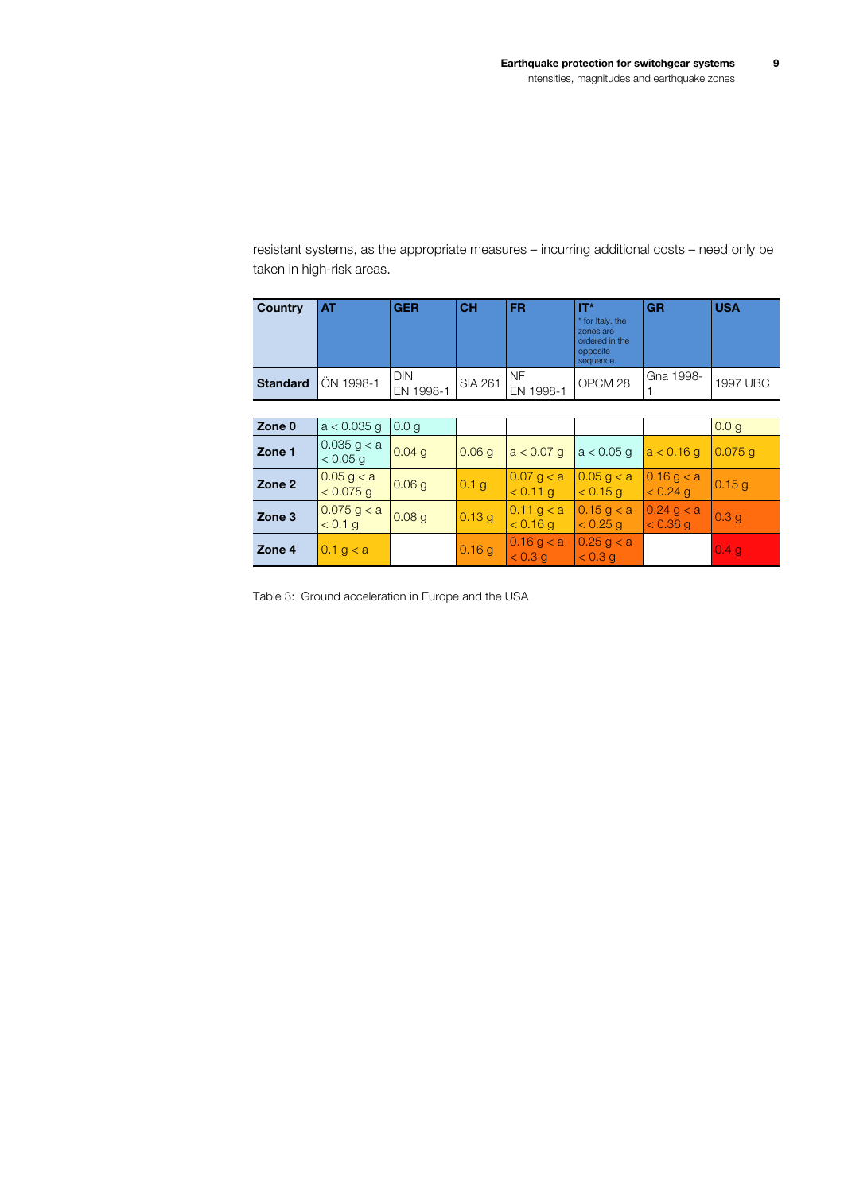resistant systems, as the appropriate measures – incurring additional costs – need only be taken in high-risk areas.

| Country | AT | GER | CH | FR | IT* <br> * for Italy, the zones are ordered in the opposite sequence. | GR | USA |
|---|---|---|---|---|---|---|---|
| Standard | ÖN 1998-1 | DIN EN 1998-1 | SIA 261 | NF EN 1998-1 | OPCM 28 | Gna 1998-1 | 1997 UBC |
| Zone 0 | a < 0.035 g | 0.0 g | | | | | 0.0 g |
| Zone 1 | 0.035 g < a < 0.05 g | 0.04 g | 0.06 g | a < 0.07 g | a < 0.05 g | a < 0.16 g | 0.075 g |
| Zone 2 | 0.05 g < a < 0.075 g | 0.06 g | 0.1 g | 0.07 g < a < 0.11 g | 0.05 g < a < 0.15 g | 0.16 g < a < 0.24 g | 0.15 g |
| Zone 3 | 0.075 g < a < 0.1 g | 0.08 g | 0.13 g | 0.11 g < a < 0.16 g | 0.15 g < a < 0.25 g | 0.24 g < a < 0.36 g | 0.3 g |
| Zone 4 | 0.1 g < a | | 0.16 g | 0.16 g < a < 0.3 g | 0.25 g < a < 0.3 g | | 0.4 g |

Table 3: Ground acceleration in Europe and the USA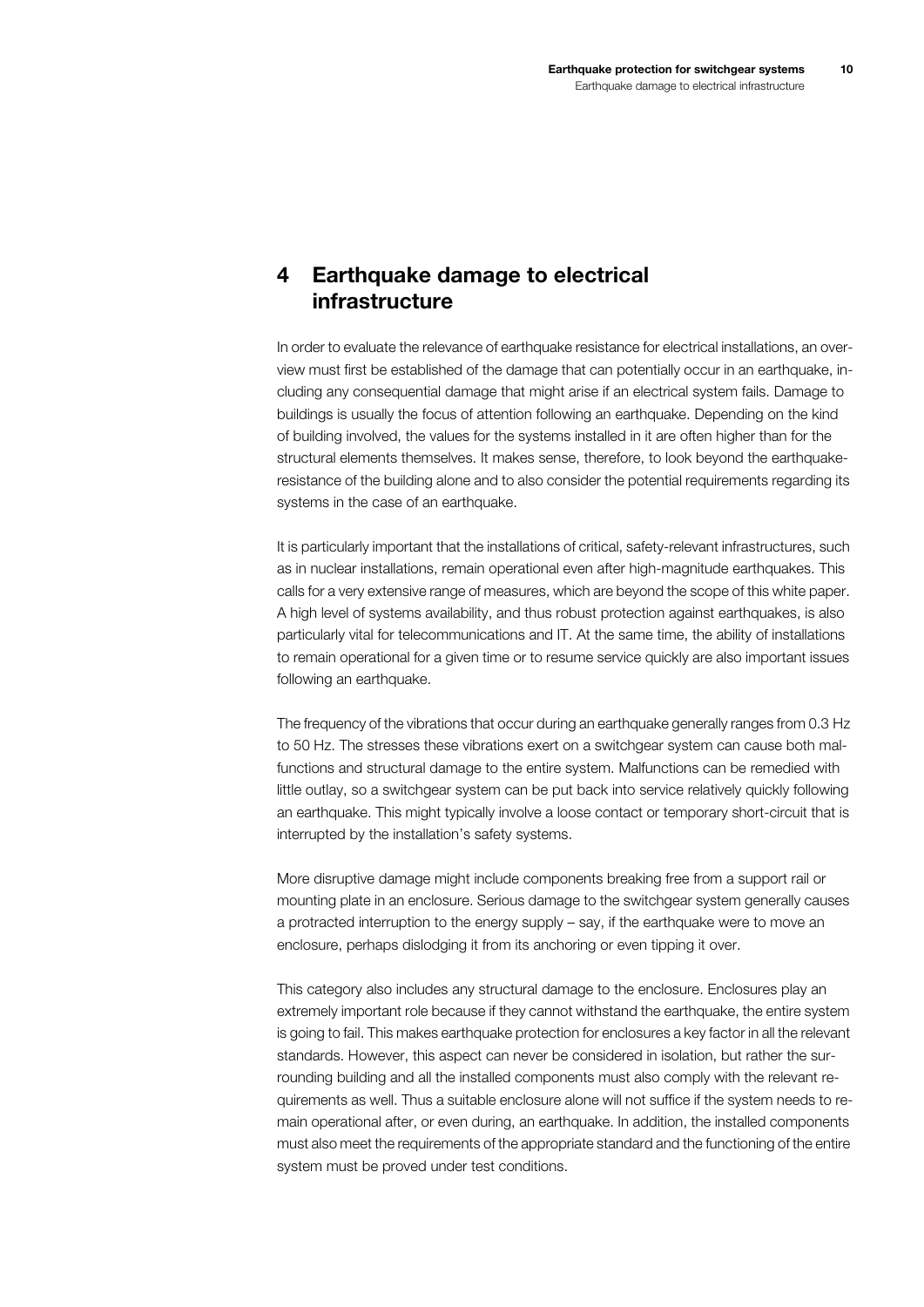# 4 Earthquake damage to electrical infrastructure

In order to evaluate the relevance of earthquake resistance for electrical installations, an overview must first be established of the damage that can potentially occur in an earthquake, including any consequential damage that might arise if an electrical system fails. Damage to buildings is usually the focus of attention following an earthquake. Depending on the kind of building involved, the values for the systems installed in it are often higher than for the structural elements themselves. It makes sense, therefore, to look beyond the earthquake-resistance of the building alone and to also consider the potential requirements regarding its systems in the case of an earthquake.

It is particularly important that the installations of critical, safety-relevant infrastructures, such as in nuclear installations, remain operational even after high-magnitude earthquakes. This calls for a very extensive range of measures, which are beyond the scope of this white paper. A high level of systems availability, and thus robust protection against earthquakes, is also particularly vital for telecommunications and IT. At the same time, the ability of installations to remain operational for a given time or to resume service quickly are also important issues following an earthquake.

The frequency of the vibrations that occur during an earthquake generally ranges from 0.3 Hz to 50 Hz. The stresses these vibrations exert on a switchgear system can cause both malfunctions and structural damage to the entire system. Malfunctions can be remedied with little outlay, so a switchgear system can be put back into service relatively quickly following an earthquake. This might typically involve a loose contact or temporary short-circuit that is interrupted by the installation's safety systems.

More disruptive damage might include components breaking free from a support rail or mounting plate in an enclosure. Serious damage to the switchgear system generally causes a protracted interruption to the energy supply – say, if the earthquake were to move an enclosure, perhaps dislodging it from its anchoring or even tipping it over.

This category also includes any structural damage to the enclosure. Enclosures play an extremely important role because if they cannot withstand the earthquake, the entire system is going to fail. This makes earthquake protection for enclosures a key factor in all the relevant standards. However, this aspect can never be considered in isolation, but rather the surrounding building and all the installed components must also comply with the relevant requirements as well. Thus a suitable enclosure alone will not suffice if the system needs to remain operational after, or even during, an earthquake. In addition, the installed components must also meet the requirements of the appropriate standard and the functioning of the entire system must be proved under test conditions.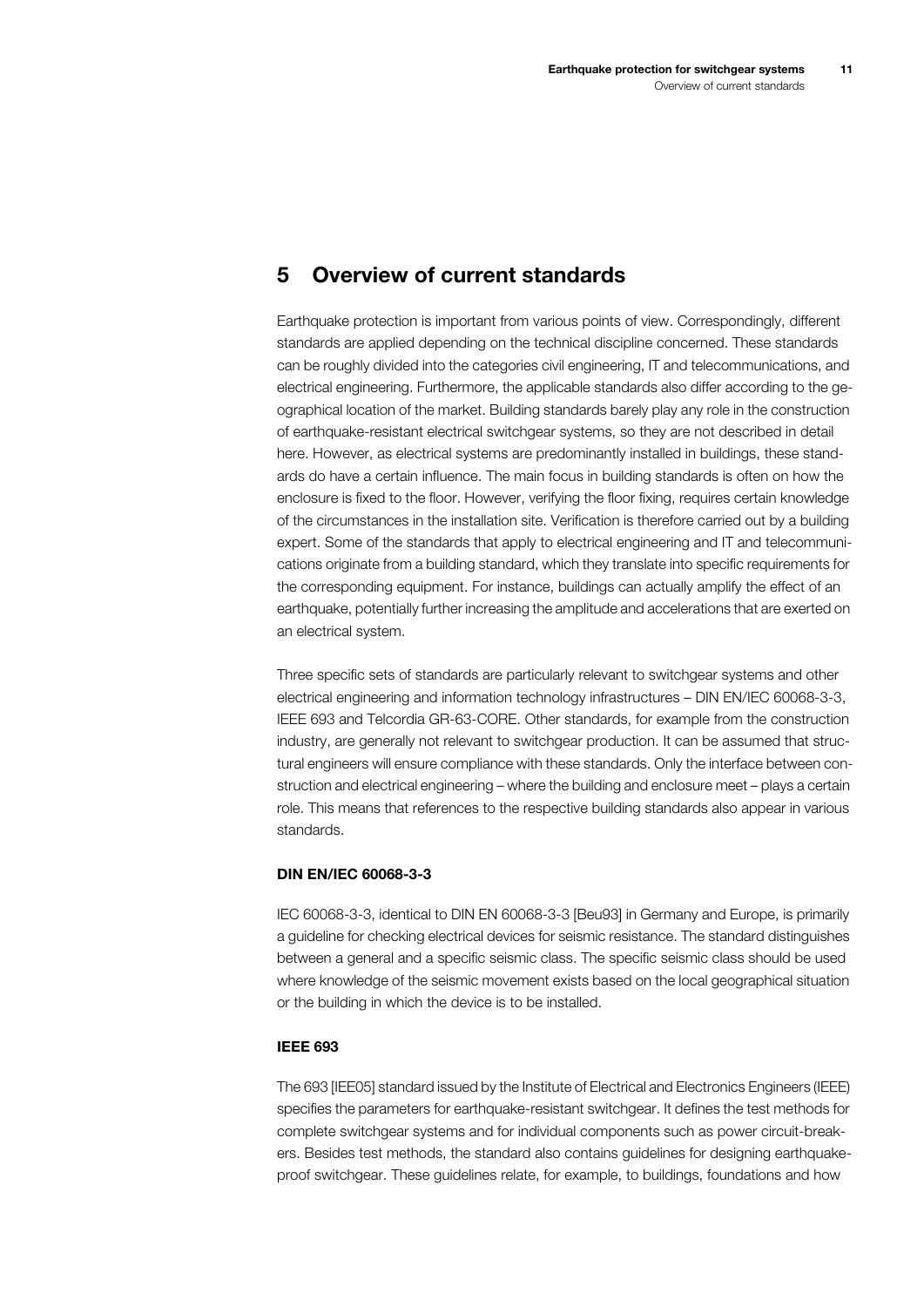## 5 Overview of current standards

Earthquake protection is important from various points of view. Correspondingly, different standards are applied depending on the technical discipline concerned. These standards can be roughly divided into the categories civil engineering, IT and telecommunications, and electrical engineering. Furthermore, the applicable standards also differ according to the geographical location of the market. Building standards barely play any role in the construction of earthquake-resistant electrical switchgear systems, so they are not described in detail here. However, as electrical systems are predominantly installed in buildings, these standards do have a certain influence. The main focus in building standards is often on how the enclosure is fixed to the floor. However, verifying the floor fixing, requires certain knowledge of the circumstances in the installation site. Verification is therefore carried out by a building expert. Some of the standards that apply to electrical engineering and IT and telecommunications originate from a building standard, which they translate into specific requirements for the corresponding equipment. For instance, buildings can actually amplify the effect of an earthquake, potentially further increasing the amplitude and accelerations that are exerted on an electrical system.

Three specific sets of standards are particularly relevant to switchgear systems and other electrical engineering and information technology infrastructures – DIN EN/IEC 60068-3-3, IEEE 693 and Telcordia GR-63-CORE. Other standards, for example from the construction industry, are generally not relevant to switchgear production. It can be assumed that structural engineers will ensure compliance with these standards. Only the interface between construction and electrical engineering – where the building and enclosure meet – plays a certain role. This means that references to the respective building standards also appear in various standards.

### DIN EN/IEC 60068-3-3

IEC 60068-3-3, identical to DIN EN 60068-3-3 [Beu93] in Germany and Europe, is primarily a guideline for checking electrical devices for seismic resistance. The standard distinguishes between a general and a specific seismic class. The specific seismic class should be used where knowledge of the seismic movement exists based on the local geographical situation or the building in which the device is to be installed.

### IEEE 693

The 693 [IEE05] standard issued by the Institute of Electrical and Electronics Engineers (IEEE) specifies the parameters for earthquake-resistant switchgear. It defines the test methods for complete switchgear systems and for individual components such as power circuit-breakers. Besides test methods, the standard also contains guidelines for designing earthquake-proof switchgear. These guidelines relate, for example, to buildings, foundations and how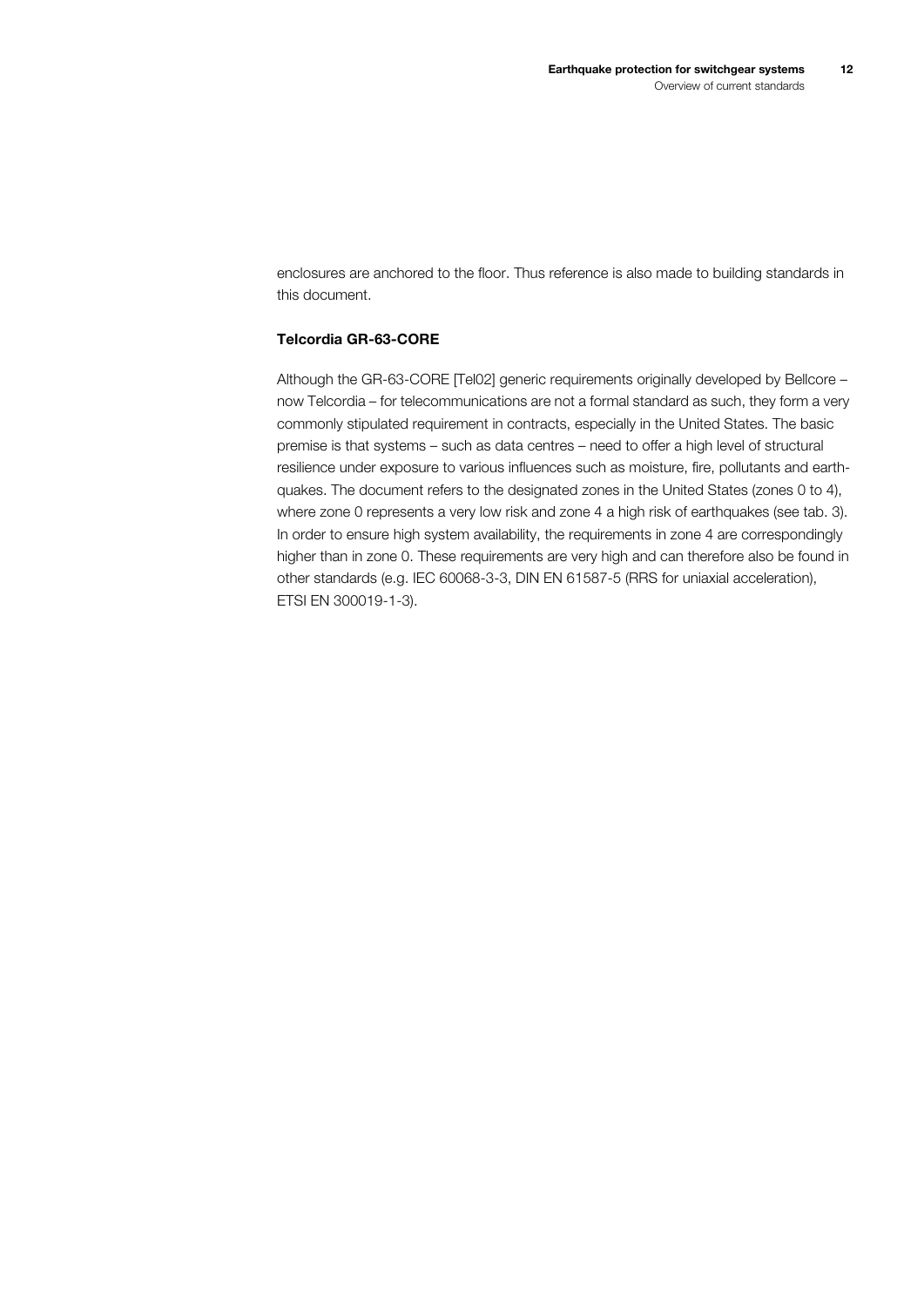enclosures are anchored to the floor. Thus reference is also made to building standards in this document.

### Telcordia GR-63-CORE

Although the GR-63-CORE [Tel02] generic requirements originally developed by Bellcore – now Telcordia – for telecommunications are not a formal standard as such, they form a very commonly stipulated requirement in contracts, especially in the United States. The basic premise is that systems – such as data centres – need to offer a high level of structural resilience under exposure to various influences such as moisture, fire, pollutants and earthquakes. The document refers to the designated zones in the United States (zones 0 to 4), where zone 0 represents a very low risk and zone 4 a high risk of earthquakes (see tab. 3). In order to ensure high system availability, the requirements in zone 4 are correspondingly higher than in zone 0. These requirements are very high and can therefore also be found in other standards (e.g. IEC 60068-3-3, DIN EN 61587-5 (RRS for uniaxial acceleration), ETSI EN 300019-1-3).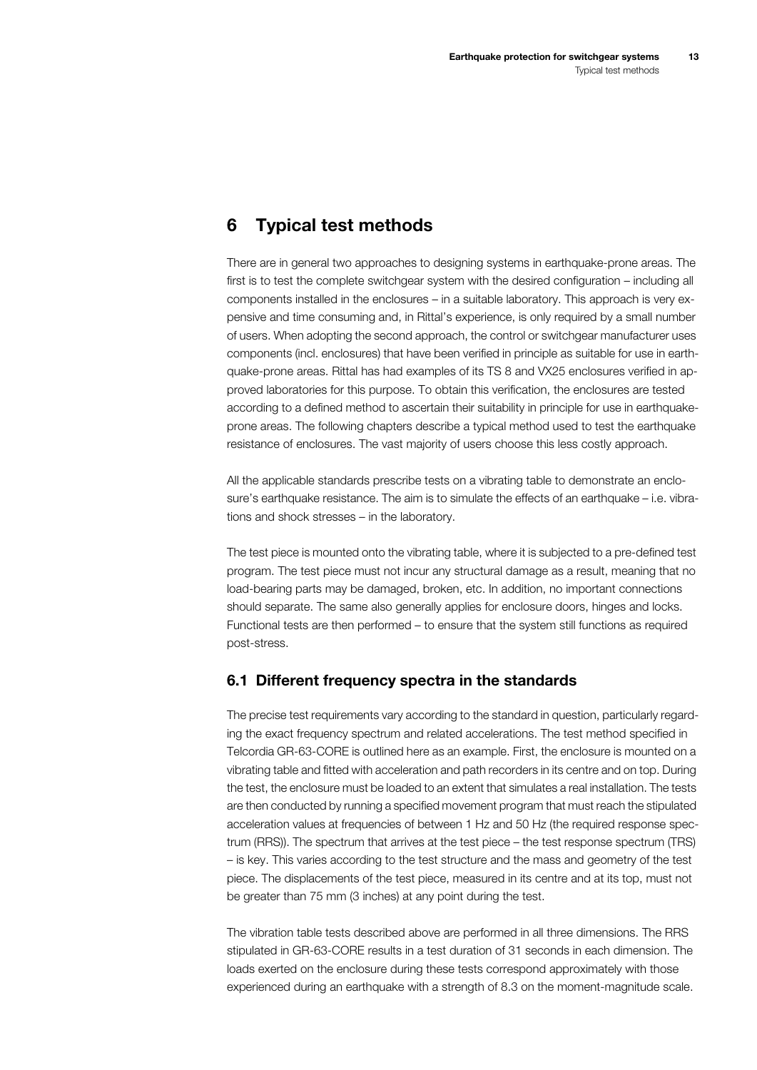# 6 Typical test methods

There are in general two approaches to designing systems in earthquake-prone areas. The first is to test the complete switchgear system with the desired configuration – including all components installed in the enclosures – in a suitable laboratory. This approach is very expensive and time consuming and, in Rittal's experience, is only required by a small number of users. When adopting the second approach, the control or switchgear manufacturer uses components (incl. enclosures) that have been verified in principle as suitable for use in earthquake-prone areas. Rittal has had examples of its TS 8 and VX25 enclosures verified in approved laboratories for this purpose. To obtain this verification, the enclosures are tested according to a defined method to ascertain their suitability in principle for use in earthquake-prone areas. The following chapters describe a typical method used to test the earthquake resistance of enclosures. The vast majority of users choose this less costly approach.

All the applicable standards prescribe tests on a vibrating table to demonstrate an enclosure's earthquake resistance. The aim is to simulate the effects of an earthquake – i.e. vibrations and shock stresses – in the laboratory.

The test piece is mounted onto the vibrating table, where it is subjected to a pre-defined test program. The test piece must not incur any structural damage as a result, meaning that no load-bearing parts may be damaged, broken, etc. In addition, no important connections should separate. The same also generally applies for enclosure doors, hinges and locks. Functional tests are then performed – to ensure that the system still functions as required post-stress.

## 6.1 Different frequency spectra in the standards

The precise test requirements vary according to the standard in question, particularly regarding the exact frequency spectrum and related accelerations. The test method specified in Telcordia GR-63-CORE is outlined here as an example. First, the enclosure is mounted on a vibrating table and fitted with acceleration and path recorders in its centre and on top. During the test, the enclosure must be loaded to an extent that simulates a real installation. The tests are then conducted by running a specified movement program that must reach the stipulated acceleration values at frequencies of between 1 Hz and 50 Hz (the required response spectrum (RRS)). The spectrum that arrives at the test piece – the test response spectrum (TRS) – is key. This varies according to the test structure and the mass and geometry of the test piece. The displacements of the test piece, measured in its centre and at its top, must not be greater than 75 mm (3 inches) at any point during the test.

The vibration table tests described above are performed in all three dimensions. The RRS stipulated in GR-63-CORE results in a test duration of 31 seconds in each dimension. The loads exerted on the enclosure during these tests correspond approximately with those experienced during an earthquake with a strength of 8.3 on the moment-magnitude scale.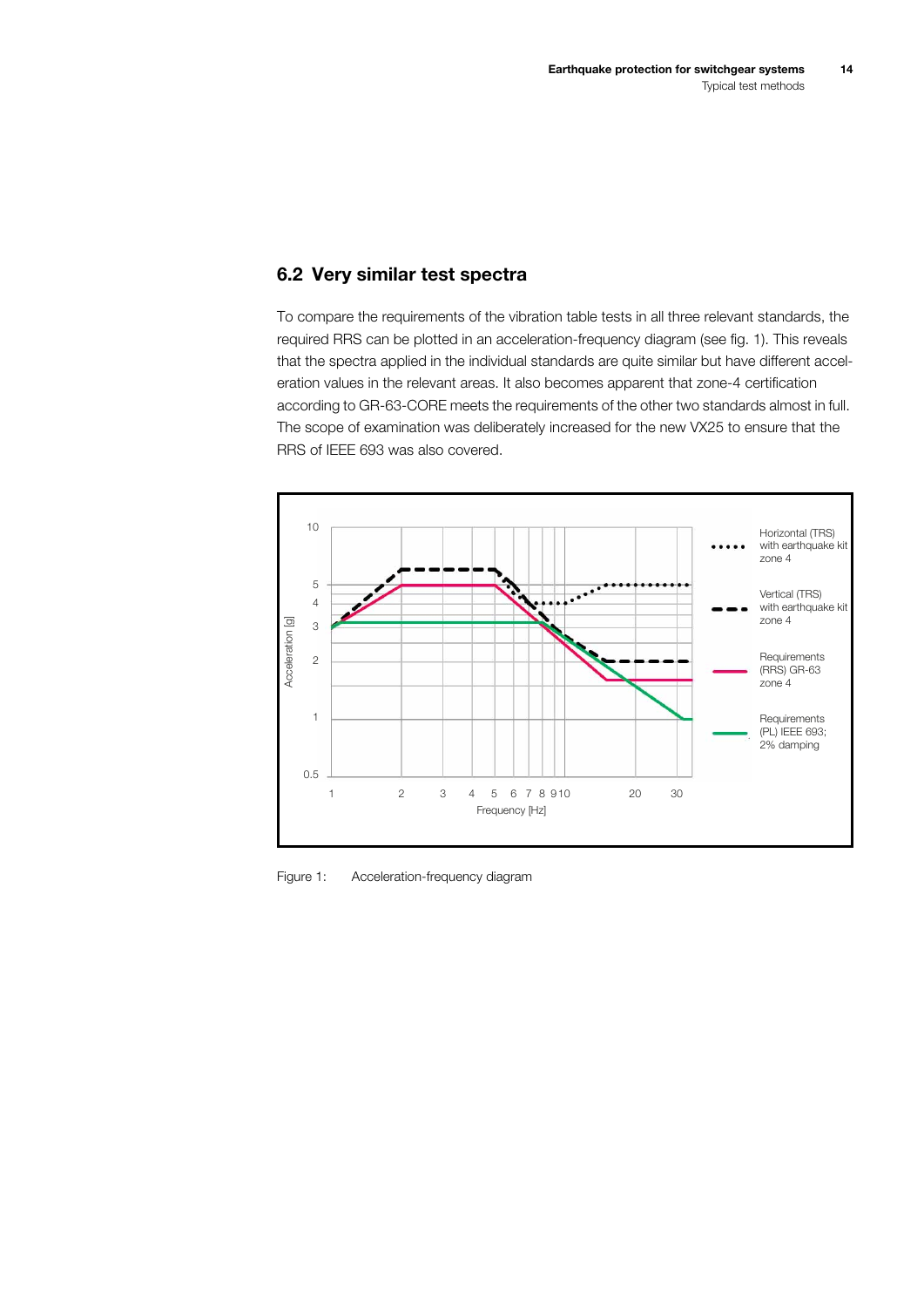## 6.2 Very similar test spectra

To compare the requirements of the vibration table tests in all three relevant standards, the required RRS can be plotted in an acceleration-frequency diagram (see fig. 1). This reveals that the spectra applied in the individual standards are quite similar but have different acceleration values in the relevant areas. It also becomes apparent that zone-4 certification according to GR-63-CORE meets the requirements of the other two standards almost in full. The scope of examination was deliberately increased for the new VX25 to ensure that the RRS of IEEE 693 was also covered.

Figure 1: Acceleration-frequency diagram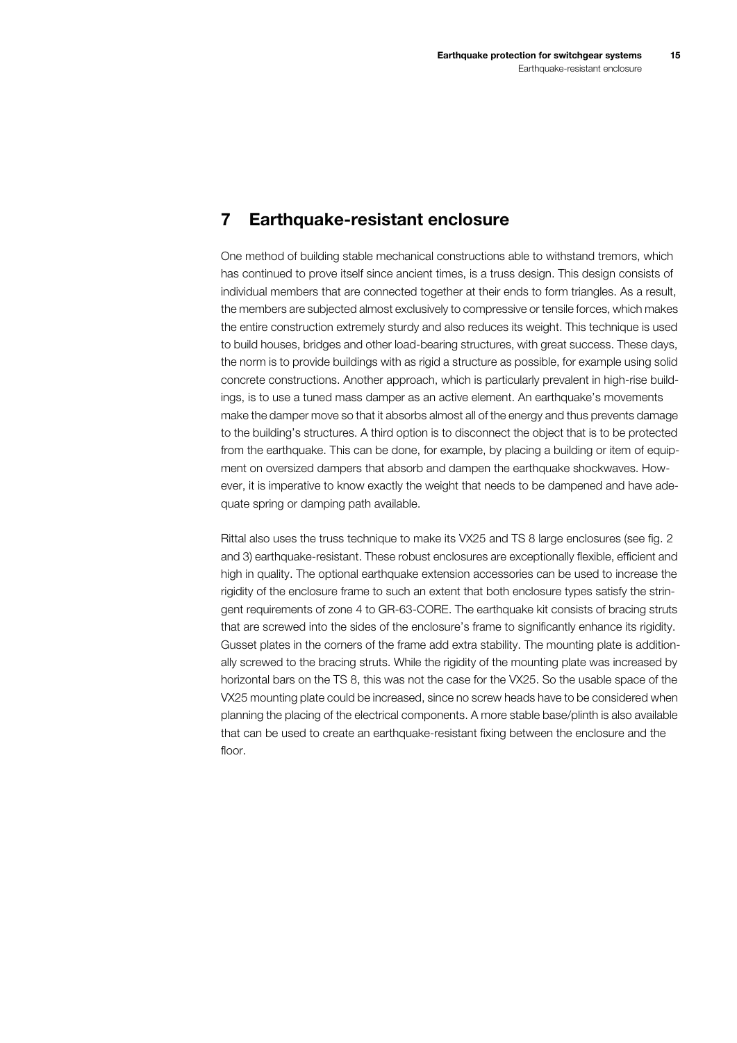## 7 Earthquake-resistant enclosure

One method of building stable mechanical constructions able to withstand tremors, which has continued to prove itself since ancient times, is a truss design. This design consists of individual members that are connected together at their ends to form triangles. As a result, the members are subjected almost exclusively to compressive or tensile forces, which makes the entire construction extremely sturdy and also reduces its weight. This technique is used to build houses, bridges and other load-bearing structures, with great success. These days, the norm is to provide buildings with as rigid a structure as possible, for example using solid concrete constructions. Another approach, which is particularly prevalent in high-rise buildings, is to use a tuned mass damper as an active element. An earthquake's movements make the damper move so that it absorbs almost all of the energy and thus prevents damage to the building's structures. A third option is to disconnect the object that is to be protected from the earthquake. This can be done, for example, by placing a building or item of equipment on oversized dampers that absorb and dampen the earthquake shockwaves. However, it is imperative to know exactly the weight that needs to be dampened and have adequate spring or damping path available.

Rittal also uses the truss technique to make its VX25 and TS 8 large enclosures (see fig. 2 and 3) earthquake-resistant. These robust enclosures are exceptionally flexible, efficient and high in quality. The optional earthquake extension accessories can be used to increase the rigidity of the enclosure frame to such an extent that both enclosure types satisfy the stringent requirements of zone 4 to GR-63-CORE. The earthquake kit consists of bracing struts that are screwed into the sides of the enclosure's frame to significantly enhance its rigidity. Gusset plates in the corners of the frame add extra stability. The mounting plate is additionally screwed to the bracing struts. While the rigidity of the mounting plate was increased by horizontal bars on the TS 8, this was not the case for the VX25. So the usable space of the VX25 mounting plate could be increased, since no screw heads have to be considered when planning the placing of the electrical components. A more stable base/plinth is also available that can be used to create an earthquake-resistant fixing between the enclosure and the floor.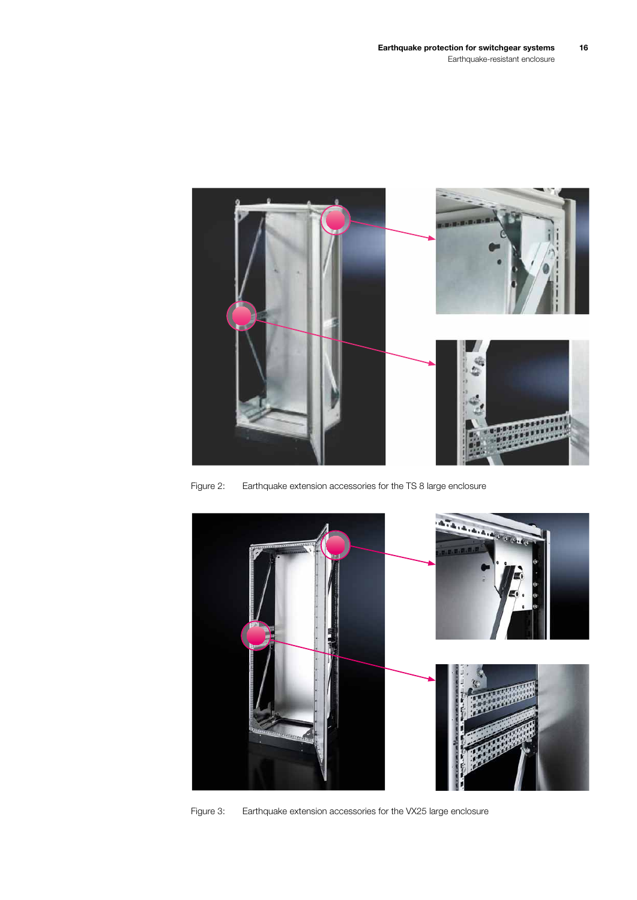Figure 2: Earthquake extension accessories for the TS 8 large enclosure

Figure 3: Earthquake extension accessories for the VX25 large enclosure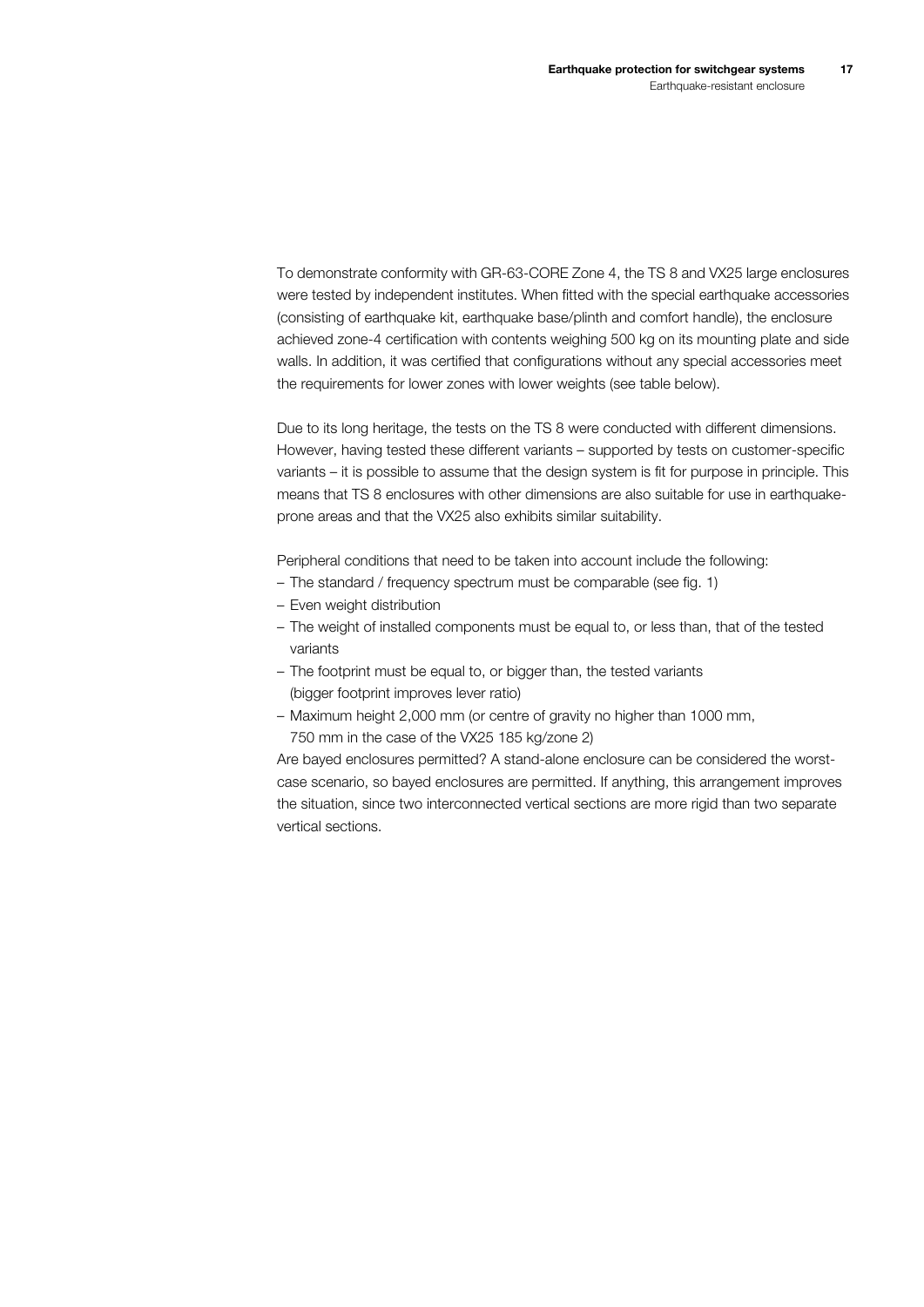To demonstrate conformity with GR-63-CORE Zone 4, the TS 8 and VX25 large enclosures were tested by independent institutes. When fitted with the special earthquake accessories (consisting of earthquake kit, earthquake base/plinth and comfort handle), the enclosure achieved zone-4 certification with contents weighing 500 kg on its mounting plate and side walls. In addition, it was certified that configurations without any special accessories meet the requirements for lower zones with lower weights (see table below).

Due to its long heritage, the tests on the TS 8 were conducted with different dimensions. However, having tested these different variants – supported by tests on customer-specific variants – it is possible to assume that the design system is fit for purpose in principle. This means that TS 8 enclosures with other dimensions are also suitable for use in earthquake-prone areas and that the VX25 also exhibits similar suitability.

Peripheral conditions that need to be taken into account include the following:

- The standard / frequency spectrum must be comparable (see fig. 1)
- Even weight distribution
- The weight of installed components must be equal to, or less than, that of the tested variants
- The footprint must be equal to, or bigger than, the tested variants (bigger footprint improves lever ratio)
- Maximum height 2,000 mm (or centre of gravity no higher than 1000 mm, 750 mm in the case of the VX25 185 kg/zone 2)

Are bayed enclosures permitted? A stand-alone enclosure can be considered the worst-case scenario, so bayed enclosures are permitted. If anything, this arrangement improves the situation, since two interconnected vertical sections are more rigid than two separate vertical sections.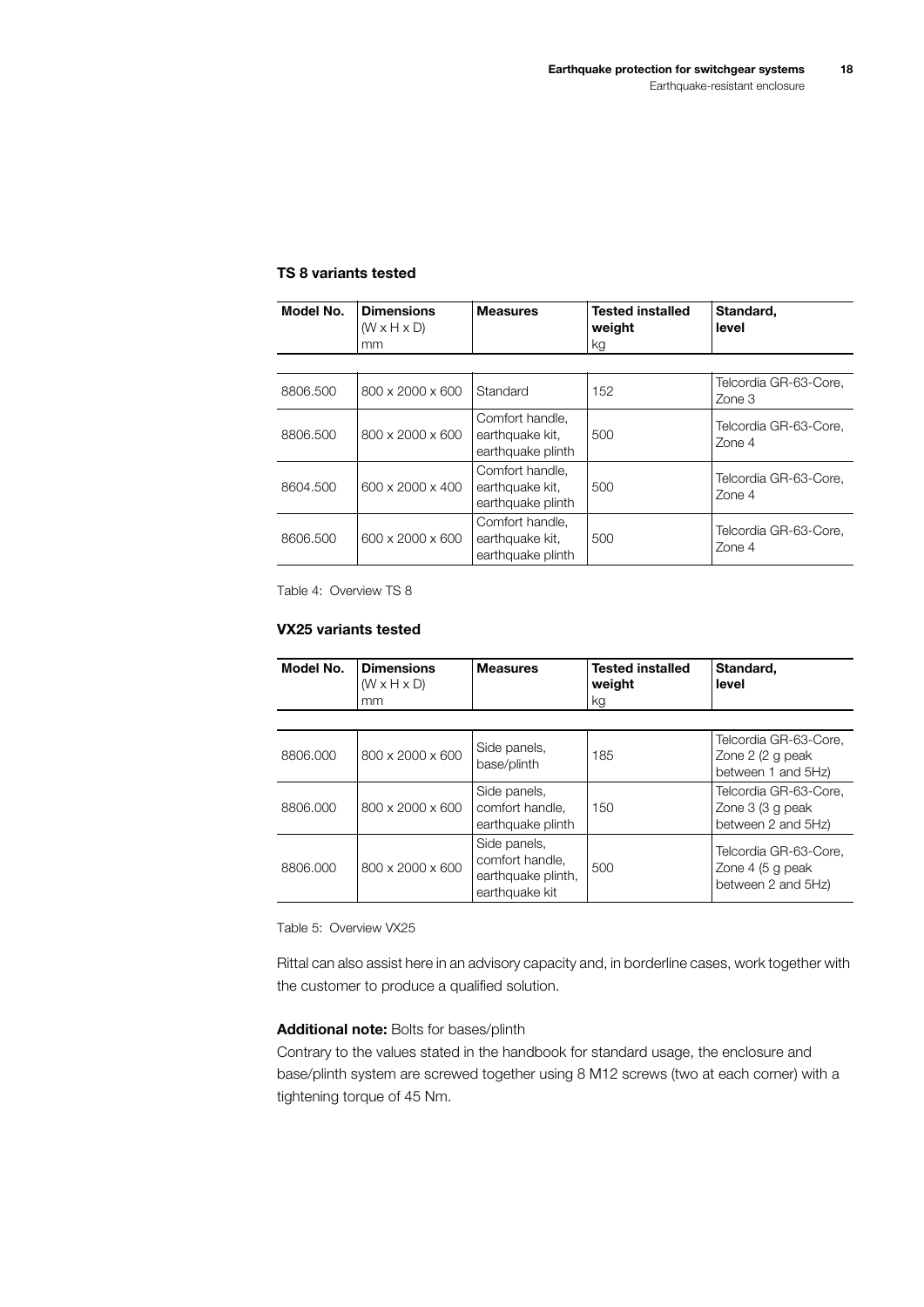### TS 8 variants tested

| Model No. | Dimensions (W x H x D) mm | Measures | Tested installed weight kg | Standard, level |
|---|---|---|---|---|
| 8806.500 | 800 x 2000 x 600 | Standard | 152 | Telcordia GR-63-Core, Zone 3 |
| 8806.500 | 800 x 2000 x 600 | Comfort handle, earthquake kit, earthquake plinth | 500 | Telcordia GR-63-Core, Zone 4 |
| 8604.500 | 600 x 2000 x 400 | Comfort handle, earthquake kit, earthquake plinth | 500 | Telcordia GR-63-Core, Zone 4 |
| 8606.500 | 600 x 2000 x 600 | Comfort handle, earthquake kit, earthquake plinth | 500 | Telcordia GR-63-Core, Zone 4 |

Table 4: Overview TS 8

### VX25 variants tested

| Model No. | Dimensions (W x H x D) mm | Measures | Tested installed weight kg | Standard, level |
|---|---|---|---|---|
| 8806.000 | 800 x 2000 x 600 | Side panels, base/plinth | 185 | Telcordia GR-63-Core, Zone 2 (2 g peak between 1 and 5Hz) |
| 8806.000 | 800 x 2000 x 600 | Side panels, comfort handle, earthquake plinth | 150 | Telcordia GR-63-Core, Zone 3 (3 g peak between 2 and 5Hz) |
| 8806.000 | 800 x 2000 x 600 | Side panels, comfort handle, earthquake plinth, earthquake kit | 500 | Telcordia GR-63-Core, Zone 4 (5 g peak between 2 and 5Hz) |

Table 5: Overview VX25

Rittal can also assist here in an advisory capacity and, in borderline cases, work together with the customer to produce a qualified solution.

**Additional note:** Bolts for bases/plinth

Contrary to the values stated in the handbook for standard usage, the enclosure and base/plinth system are screwed together using 8 M12 screws (two at each corner) with a tightening torque of 45 Nm.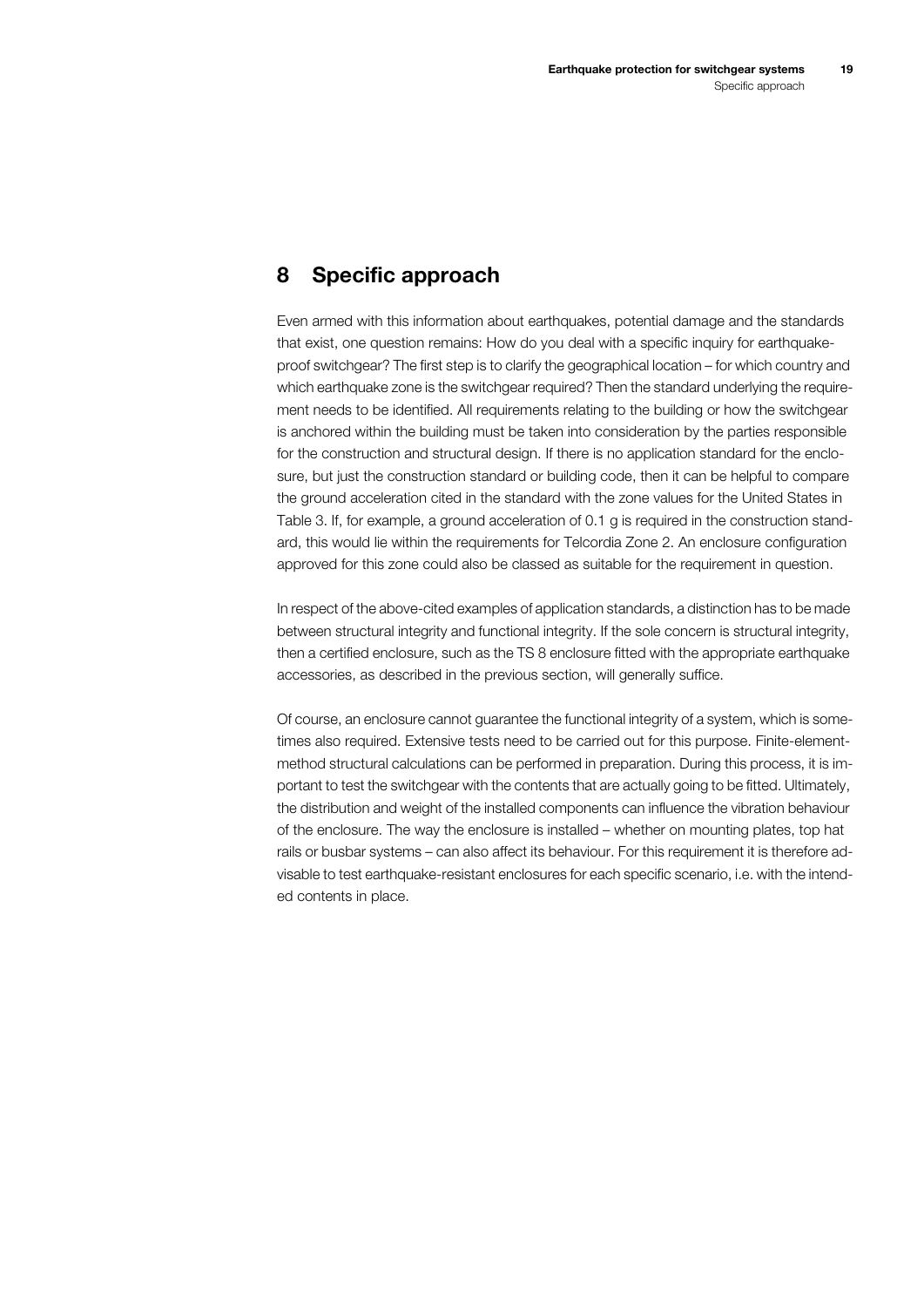# 8 Specific approach

Even armed with this information about earthquakes, potential damage and the standards that exist, one question remains: How do you deal with a specific inquiry for earthquake-proof switchgear? The first step is to clarify the geographical location – for which country and which earthquake zone is the switchgear required? Then the standard underlying the requirement needs to be identified. All requirements relating to the building or how the switchgear is anchored within the building must be taken into consideration by the parties responsible for the construction and structural design. If there is no application standard for the enclosure, but just the construction standard or building code, then it can be helpful to compare the ground acceleration cited in the standard with the zone values for the United States in Table 3. If, for example, a ground acceleration of 0.1 g is required in the construction standard, this would lie within the requirements for Telcordia Zone 2. An enclosure configuration approved for this zone could also be classed as suitable for the requirement in question.

In respect of the above-cited examples of application standards, a distinction has to be made between structural integrity and functional integrity. If the sole concern is structural integrity, then a certified enclosure, such as the TS 8 enclosure fitted with the appropriate earthquake accessories, as described in the previous section, will generally suffice.

Of course, an enclosure cannot guarantee the functional integrity of a system, which is sometimes also required. Extensive tests need to be carried out for this purpose. Finite-element-method structural calculations can be performed in preparation. During this process, it is important to test the switchgear with the contents that are actually going to be fitted. Ultimately, the distribution and weight of the installed components can influence the vibration behaviour of the enclosure. The way the enclosure is installed – whether on mounting plates, top hat rails or busbar systems – can also affect its behaviour. For this requirement it is therefore advisable to test earthquake-resistant enclosures for each specific scenario, i.e. with the intended contents in place.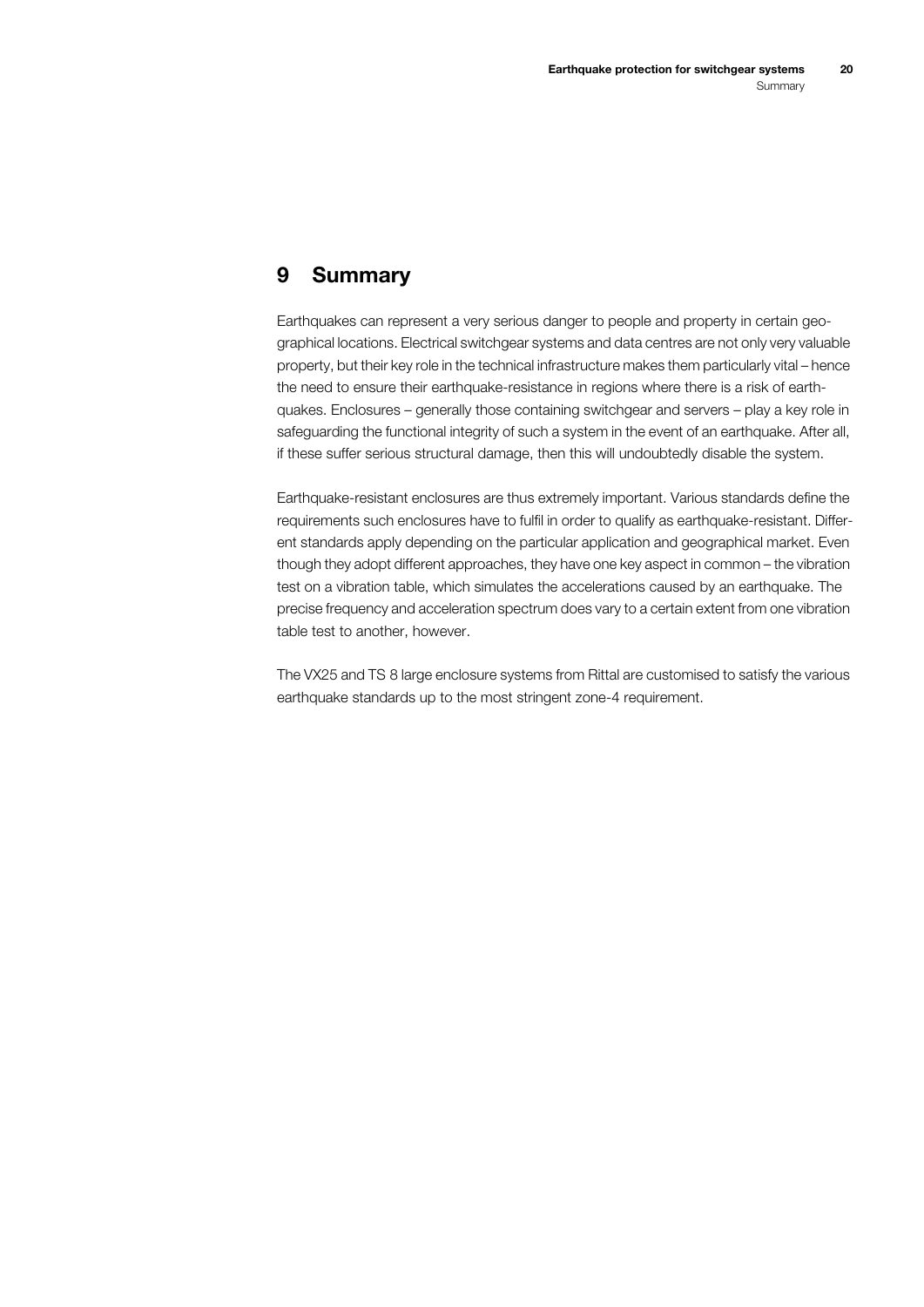# 9 Summary

Earthquakes can represent a very serious danger to people and property in certain geographical locations. Electrical switchgear systems and data centres are not only very valuable property, but their key role in the technical infrastructure makes them particularly vital – hence the need to ensure their earthquake-resistance in regions where there is a risk of earthquakes. Enclosures – generally those containing switchgear and servers – play a key role in safeguarding the functional integrity of such a system in the event of an earthquake. After all, if these suffer serious structural damage, then this will undoubtedly disable the system.

Earthquake-resistant enclosures are thus extremely important. Various standards define the requirements such enclosures have to fulfil in order to qualify as earthquake-resistant. Different standards apply depending on the particular application and geographical market. Even though they adopt different approaches, they have one key aspect in common – the vibration test on a vibration table, which simulates the accelerations caused by an earthquake. The precise frequency and acceleration spectrum does vary to a certain extent from one vibration table test to another, however.

The VX25 and TS 8 large enclosure systems from Rittal are customised to satisfy the various earthquake standards up to the most stringent zone-4 requirement.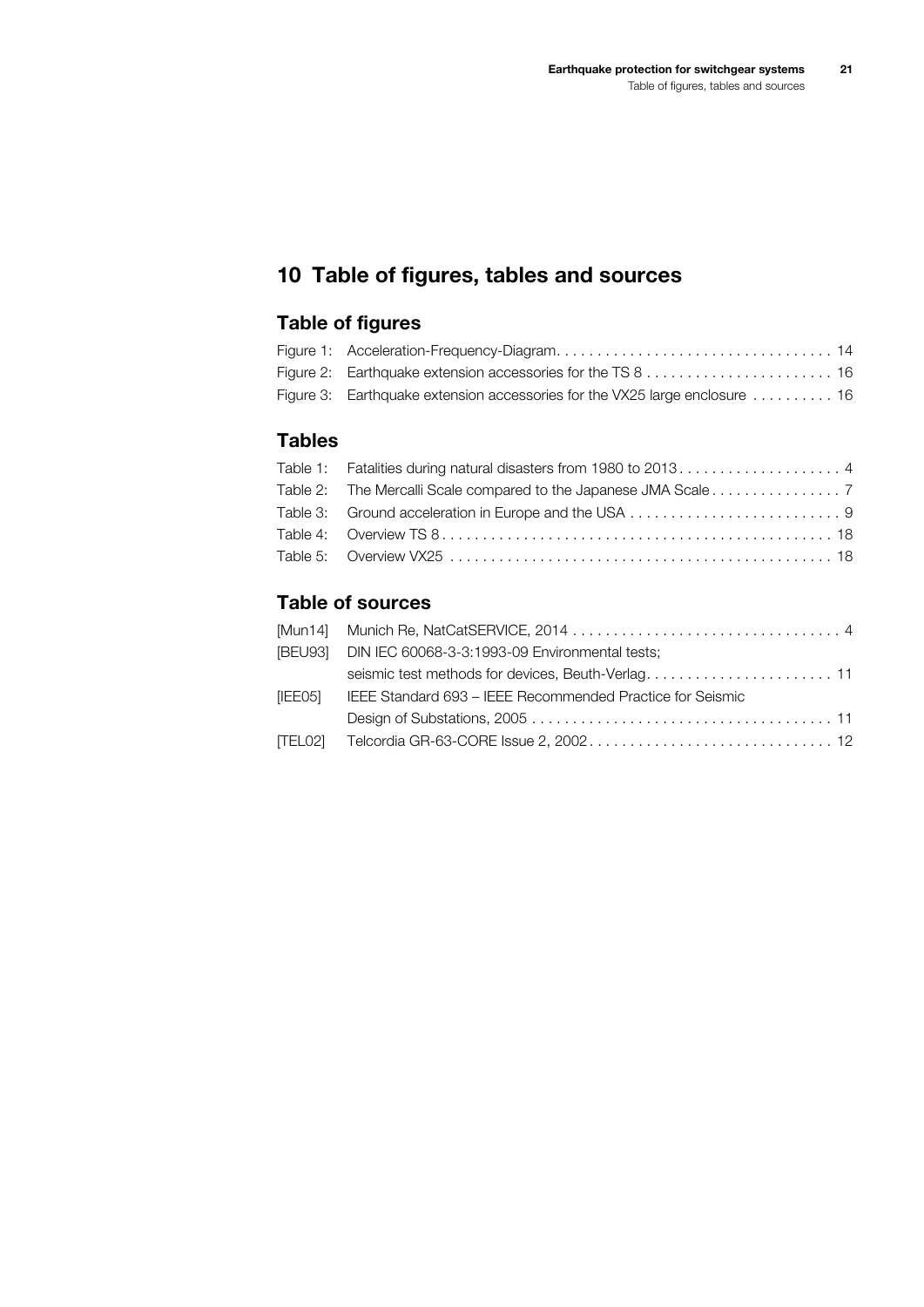# 10 Table of figures, tables and sources

## Table of figures

| | | |
|---|---|---|
| Figure 1: | Acceleration-Frequency-Diagram | 14 |
| Figure 2: | Earthquake extension accessories for the TS 8 | 16 |
| Figure 3: | Earthquake extension accessories for the VX25 large enclosure | 16 |

## Tables

| | | |
|---|---|---|
| Table 1: | Fatalities during natural disasters from 1980 to 2013 | 4 |
| Table 2: | The Mercalli Scale compared to the Japanese JMA Scale | 7 |
| Table 3: | Ground acceleration in Europe and the USA | 9 |
| Table 4: | Overview TS 8 | 18 |
| Table 5: | Overview VX25 | 18 |

## Table of sources

| | | |
|---|---|---|
| [Mun14] | Munich Re, NatCatSERVICE, 2014 | 4 |
| [BEU93] | DIN IEC 60068-3-3:1993-09 Environmental tests; seismic test methods for devices, Beuth-Verlag | 11 |
| [IEE05] | IEEE Standard 693 – IEEE Recommended Practice for Seismic Design of Substations, 2005 | 11 |
| [TEL02] | Telcordia GR-63-CORE Issue 2, 2002 | 12 |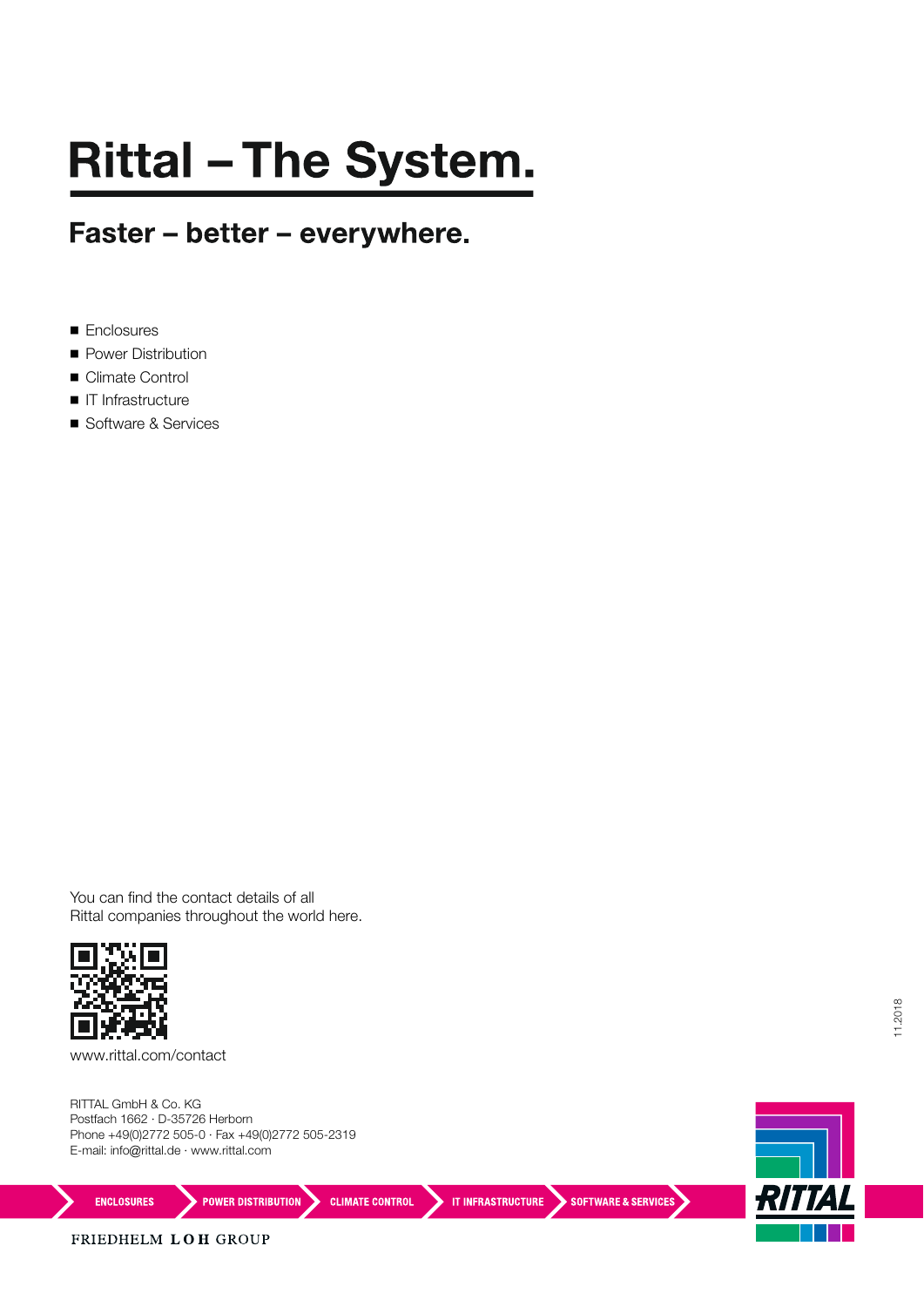# Rittal – The System.

## Faster – better – everywhere.

- Enclosures
- Power Distribution
- Climate Control
- IT Infrastructure
- Software & Services

You can find the contact details of all Rittal companies throughout the world here.

www.rittal.com/contact

RITTAL GmbH & Co. KG
Postfach 1662 · D-35726 Herborn
Phone +49(0)2772 505-0 · Fax +49(0)2772 505-2319
E-mail: info@rittal.de · www.rittal.com

ENCLOSURES | POWER DISTRIBUTION | CLIMATE CONTROL | IT INFRASTRUCTURE | SOFTWARE & SERVICES

RITTAL

FRIEDHELM LOH GROUP

11.2018